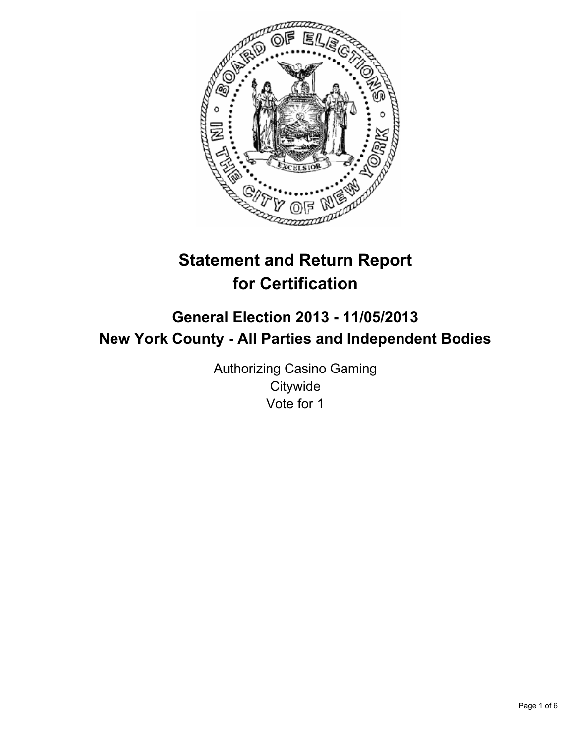# Statement and Return Report for Certification

## General Election 2013 - 11/05/2013
## New York County - All Parties and Independent Bodies

Authorizing Casino Gaming
Citywide
Vote for 1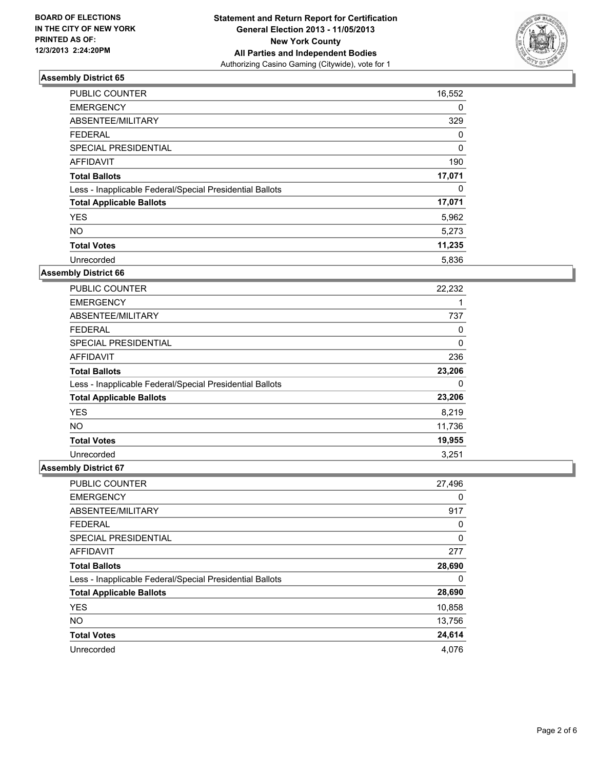**BOARD OF ELECTIONS IN THE CITY OF NEW YORK PRINTED AS OF: 12/3/2013 2:24:20PM**

**Statement and Return Report for Certification**
**General Election 2013 - 11/05/2013**
**New York County**
**All Parties and Independent Bodies**
Authorizing Casino Gaming (Citywide), vote for 1

### Assembly District 65

| | |
|---|---|
| PUBLIC COUNTER | 16,552 |
| EMERGENCY | 0 |
| ABSENTEE/MILITARY | 329 |
| FEDERAL | 0 |
| SPECIAL PRESIDENTIAL | 0 |
| AFFIDAVIT | 190 |
| **Total Ballots** | **17,071** |
| Less - Inapplicable Federal/Special Presidential Ballots | 0 |
| **Total Applicable Ballots** | **17,071** |
| YES | 5,962 |
| NO | 5,273 |
| **Total Votes** | **11,235** |
| Unrecorded | 5,836 |

### Assembly District 66

| | |
|---|---|
| PUBLIC COUNTER | 22,232 |
| EMERGENCY | 1 |
| ABSENTEE/MILITARY | 737 |
| FEDERAL | 0 |
| SPECIAL PRESIDENTIAL | 0 |
| AFFIDAVIT | 236 |
| **Total Ballots** | **23,206** |
| Less - Inapplicable Federal/Special Presidential Ballots | 0 |
| **Total Applicable Ballots** | **23,206** |
| YES | 8,219 |
| NO | 11,736 |
| **Total Votes** | **19,955** |
| Unrecorded | 3,251 |

### Assembly District 67

| | |
|---|---|
| PUBLIC COUNTER | 27,496 |
| EMERGENCY | 0 |
| ABSENTEE/MILITARY | 917 |
| FEDERAL | 0 |
| SPECIAL PRESIDENTIAL | 0 |
| AFFIDAVIT | 277 |
| **Total Ballots** | **28,690** |
| Less - Inapplicable Federal/Special Presidential Ballots | 0 |
| **Total Applicable Ballots** | **28,690** |
| YES | 10,858 |
| NO | 13,756 |
| **Total Votes** | **24,614** |
| Unrecorded | 4,076 |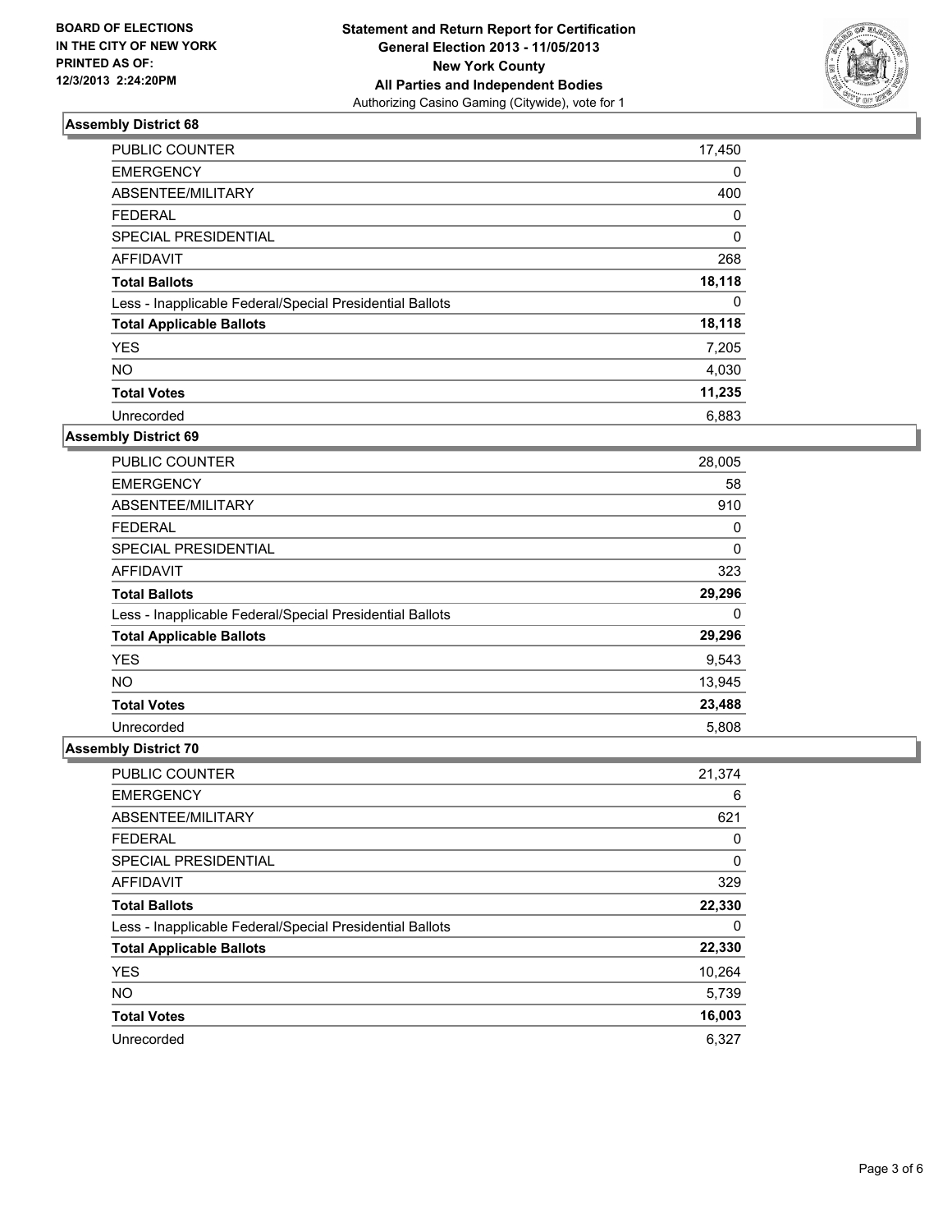BOARD OF ELECTIONS
IN THE CITY OF NEW YORK
PRINTED AS OF:
12/3/2013 2:24:20PM

**Statement and Return Report for Certification**
**General Election 2013 - 11/05/2013**
**New York County**
**All Parties and Independent Bodies**
Authorizing Casino Gaming (Citywide), vote for 1

### Assembly District 68

| | |
|---|---|
| PUBLIC COUNTER | 17,450 |
| EMERGENCY | 0 |
| ABSENTEE/MILITARY | 400 |
| FEDERAL | 0 |
| SPECIAL PRESIDENTIAL | 0 |
| AFFIDAVIT | 268 |
| **Total Ballots** | **18,118** |
| Less - Inapplicable Federal/Special Presidential Ballots | 0 |
| **Total Applicable Ballots** | **18,118** |
| YES | 7,205 |
| NO | 4,030 |
| **Total Votes** | **11,235** |
| Unrecorded | 6,883 |

### Assembly District 69

| | |
|---|---|
| PUBLIC COUNTER | 28,005 |
| EMERGENCY | 58 |
| ABSENTEE/MILITARY | 910 |
| FEDERAL | 0 |
| SPECIAL PRESIDENTIAL | 0 |
| AFFIDAVIT | 323 |
| **Total Ballots** | **29,296** |
| Less - Inapplicable Federal/Special Presidential Ballots | 0 |
| **Total Applicable Ballots** | **29,296** |
| YES | 9,543 |
| NO | 13,945 |
| **Total Votes** | **23,488** |
| Unrecorded | 5,808 |

### Assembly District 70

| | |
|---|---|
| PUBLIC COUNTER | 21,374 |
| EMERGENCY | 6 |
| ABSENTEE/MILITARY | 621 |
| FEDERAL | 0 |
| SPECIAL PRESIDENTIAL | 0 |
| AFFIDAVIT | 329 |
| **Total Ballots** | **22,330** |
| Less - Inapplicable Federal/Special Presidential Ballots | 0 |
| **Total Applicable Ballots** | **22,330** |
| YES | 10,264 |
| NO | 5,739 |
| **Total Votes** | **16,003** |
| Unrecorded | 6,327 |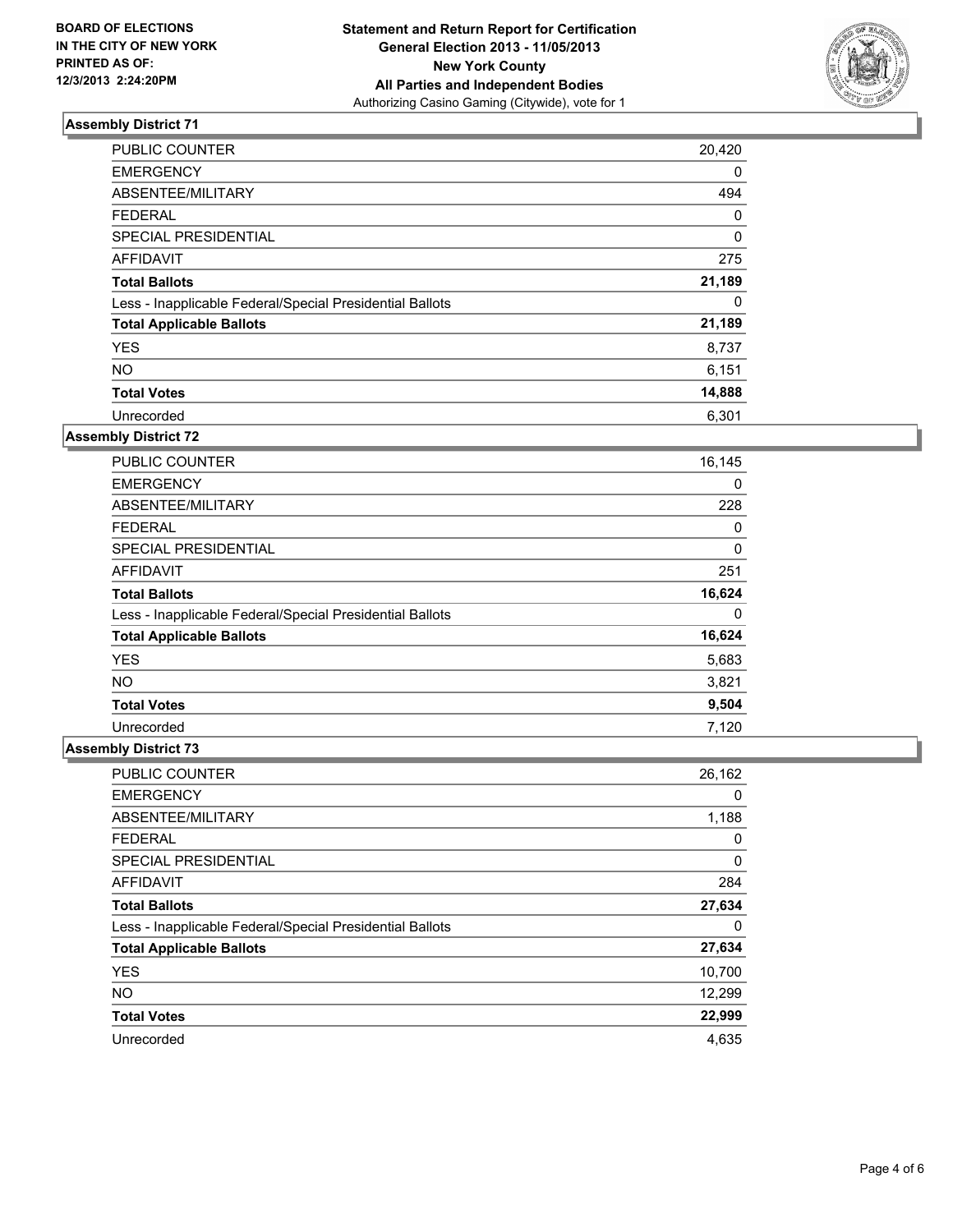**BOARD OF ELECTIONS IN THE CITY OF NEW YORK PRINTED AS OF: 12/3/2013 2:24:20PM**

# Statement and Return Report for Certification General Election 2013 - 11/05/2013 New York County All Parties and Independent Bodies

Authorizing Casino Gaming (Citywide), vote for 1

## Assembly District 71

| | |
|---|---|
| PUBLIC COUNTER | 20,420 |
| EMERGENCY | 0 |
| ABSENTEE/MILITARY | 494 |
| FEDERAL | 0 |
| SPECIAL PRESIDENTIAL | 0 |
| AFFIDAVIT | 275 |
| **Total Ballots** | **21,189** |
| Less - Inapplicable Federal/Special Presidential Ballots | 0 |
| **Total Applicable Ballots** | **21,189** |
| YES | 8,737 |
| NO | 6,151 |
| **Total Votes** | **14,888** |
| Unrecorded | 6,301 |

## Assembly District 72

| | |
|---|---|
| PUBLIC COUNTER | 16,145 |
| EMERGENCY | 0 |
| ABSENTEE/MILITARY | 228 |
| FEDERAL | 0 |
| SPECIAL PRESIDENTIAL | 0 |
| AFFIDAVIT | 251 |
| **Total Ballots** | **16,624** |
| Less - Inapplicable Federal/Special Presidential Ballots | 0 |
| **Total Applicable Ballots** | **16,624** |
| YES | 5,683 |
| NO | 3,821 |
| **Total Votes** | **9,504** |
| Unrecorded | 7,120 |

## Assembly District 73

| | |
|---|---|
| PUBLIC COUNTER | 26,162 |
| EMERGENCY | 0 |
| ABSENTEE/MILITARY | 1,188 |
| FEDERAL | 0 |
| SPECIAL PRESIDENTIAL | 0 |
| AFFIDAVIT | 284 |
| **Total Ballots** | **27,634** |
| Less - Inapplicable Federal/Special Presidential Ballots | 0 |
| **Total Applicable Ballots** | **27,634** |
| YES | 10,700 |
| NO | 12,299 |
| **Total Votes** | **22,999** |
| Unrecorded | 4,635 |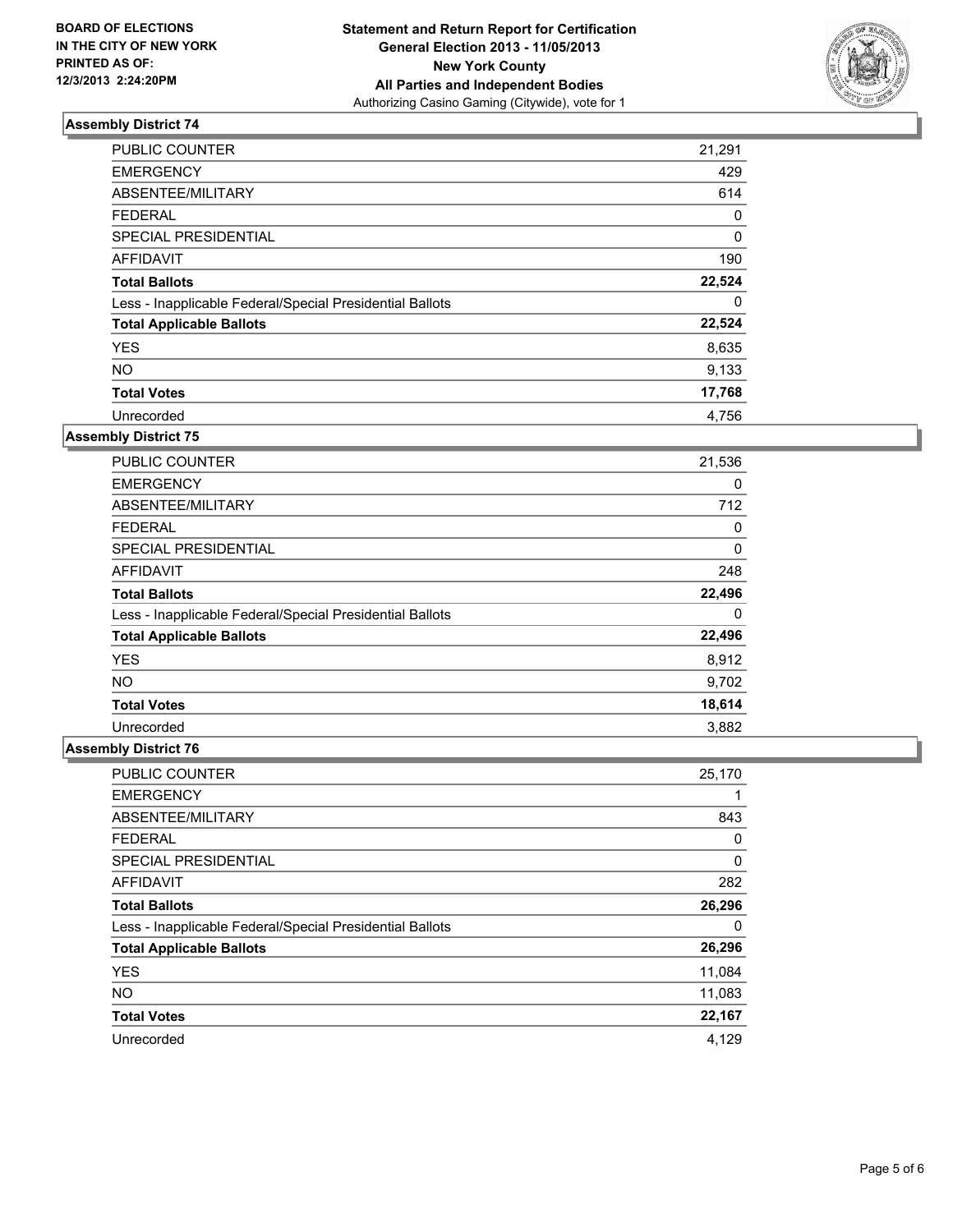BOARD OF ELECTIONS
IN THE CITY OF NEW YORK
PRINTED AS OF:
12/3/2013 2:24:20PM

**Statement and Return Report for Certification**
**General Election 2013 - 11/05/2013**
**New York County**
**All Parties and Independent Bodies**
Authorizing Casino Gaming (Citywide), vote for 1

### Assembly District 74

| | |
|---|---|
| PUBLIC COUNTER | 21,291 |
| EMERGENCY | 429 |
| ABSENTEE/MILITARY | 614 |
| FEDERAL | 0 |
| SPECIAL PRESIDENTIAL | 0 |
| AFFIDAVIT | 190 |
| **Total Ballots** | **22,524** |
| Less - Inapplicable Federal/Special Presidential Ballots | 0 |
| **Total Applicable Ballots** | **22,524** |
| YES | 8,635 |
| NO | 9,133 |
| **Total Votes** | **17,768** |
| Unrecorded | 4,756 |

### Assembly District 75

| | |
|---|---|
| PUBLIC COUNTER | 21,536 |
| EMERGENCY | 0 |
| ABSENTEE/MILITARY | 712 |
| FEDERAL | 0 |
| SPECIAL PRESIDENTIAL | 0 |
| AFFIDAVIT | 248 |
| **Total Ballots** | **22,496** |
| Less - Inapplicable Federal/Special Presidential Ballots | 0 |
| **Total Applicable Ballots** | **22,496** |
| YES | 8,912 |
| NO | 9,702 |
| **Total Votes** | **18,614** |
| Unrecorded | 3,882 |

### Assembly District 76

| | |
|---|---|
| PUBLIC COUNTER | 25,170 |
| EMERGENCY | 1 |
| ABSENTEE/MILITARY | 843 |
| FEDERAL | 0 |
| SPECIAL PRESIDENTIAL | 0 |
| AFFIDAVIT | 282 |
| **Total Ballots** | **26,296** |
| Less - Inapplicable Federal/Special Presidential Ballots | 0 |
| **Total Applicable Ballots** | **26,296** |
| YES | 11,084 |
| NO | 11,083 |
| **Total Votes** | **22,167** |
| Unrecorded | 4,129 |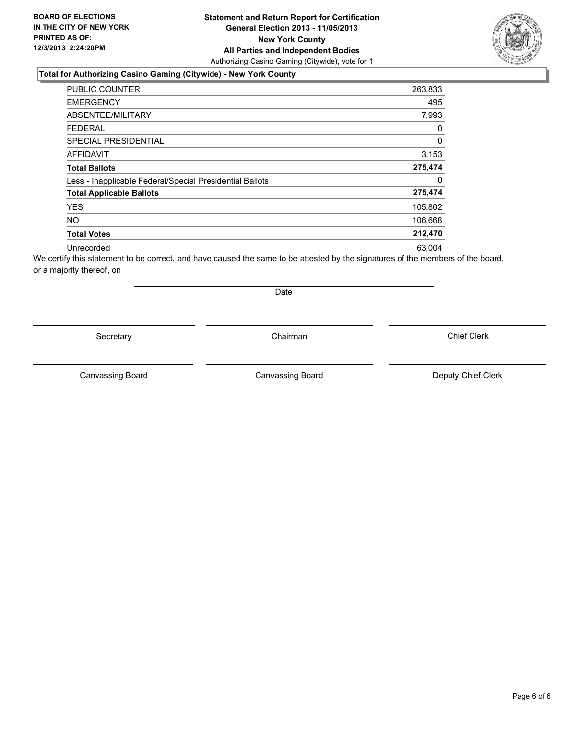**BOARD OF ELECTIONS IN THE CITY OF NEW YORK PRINTED AS OF: 12/3/2013 2:24:20PM**

**Statement and Return Report for Certification**
**General Election 2013 - 11/05/2013**
**New York County**
**All Parties and Independent Bodies**
Authorizing Casino Gaming (Citywide), vote for 1

### Total for Authorizing Casino Gaming (Citywide) - New York County

| | |
|---|---|
| PUBLIC COUNTER | 263,833 |
| EMERGENCY | 495 |
| ABSENTEE/MILITARY | 7,993 |
| FEDERAL | 0 |
| SPECIAL PRESIDENTIAL | 0 |
| AFFIDAVIT | 3,153 |
| **Total Ballots** | **275,474** |
| Less - Inapplicable Federal/Special Presidential Ballots | 0 |
| **Total Applicable Ballots** | **275,474** |
| YES | 105,802 |
| NO | 106,668 |
| **Total Votes** | **212,470** |
| Unrecorded | 63,004 |

We certify this statement to be correct, and have caused the same to be attested by the signatures of the members of the board, or a majority thereof, on

Date

Secretary

Chairman

Chief Clerk

Canvassing Board

Canvassing Board

Deputy Chief Clerk